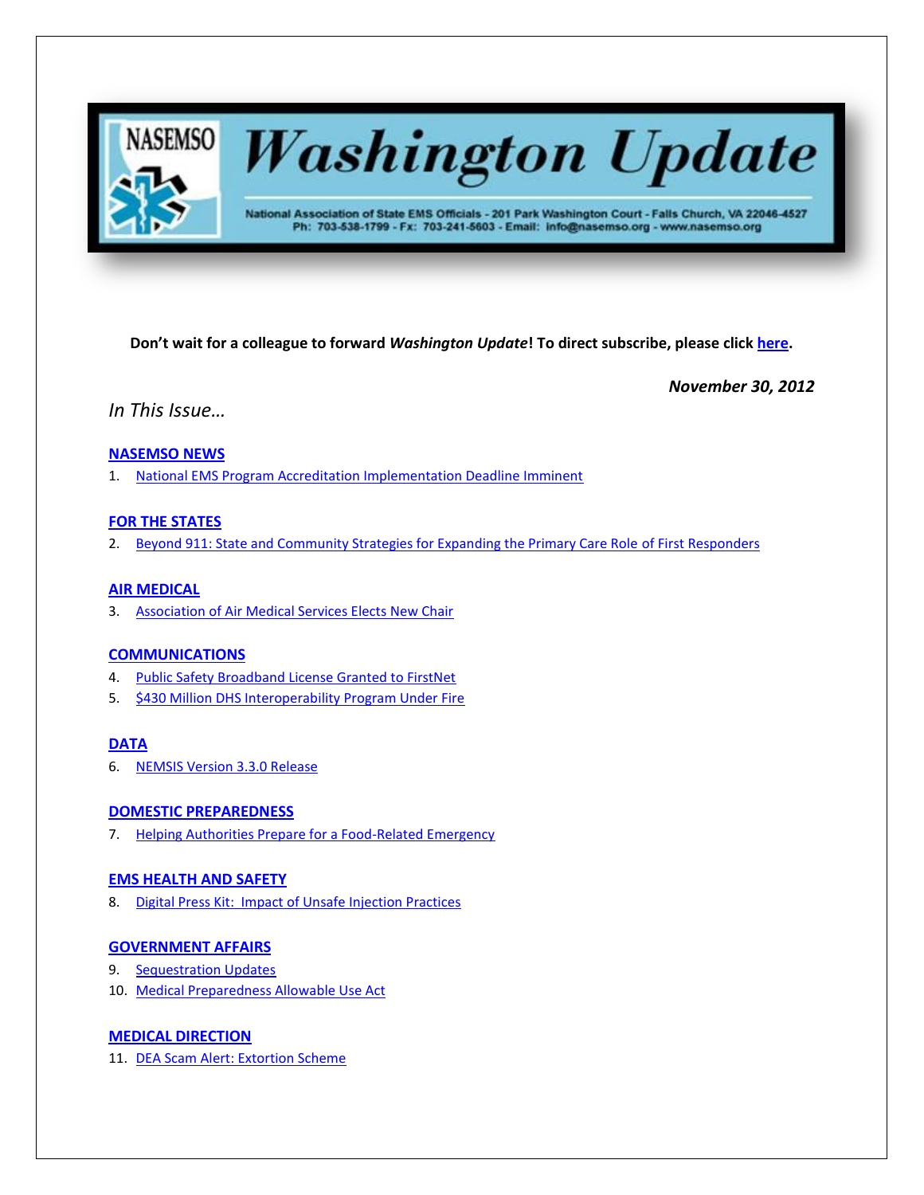# NASEMSO Washington Update

National Association of State EMS Officials - 201 Park Washington Court - Falls Church, VA 22046-4527
Ph: 703-538-1799 - Fx: 703-241-5603 - Email: info@nasemso.org - www.nasemso.org

**Don't wait for a colleague to forward *Washington Update*! To direct subscribe, please click here.**

***November 30, 2012***

*In This Issue…*

**NASEMSO NEWS**

1. National EMS Program Accreditation Implementation Deadline Imminent

**FOR THE STATES**

2. Beyond 911: State and Community Strategies for Expanding the Primary Care Role of First Responders

**AIR MEDICAL**

3. Association of Air Medical Services Elects New Chair

**COMMUNICATIONS**

4. Public Safety Broadband License Granted to FirstNet
5. $430 Million DHS Interoperability Program Under Fire

**DATA**

6. NEMSIS Version 3.3.0 Release

**DOMESTIC PREPAREDNESS**

7. Helping Authorities Prepare for a Food-Related Emergency

**EMS HEALTH AND SAFETY**

8. Digital Press Kit: Impact of Unsafe Injection Practices

**GOVERNMENT AFFAIRS**

9. Sequestration Updates
10. Medical Preparedness Allowable Use Act

**MEDICAL DIRECTION**

11. DEA Scam Alert: Extortion Scheme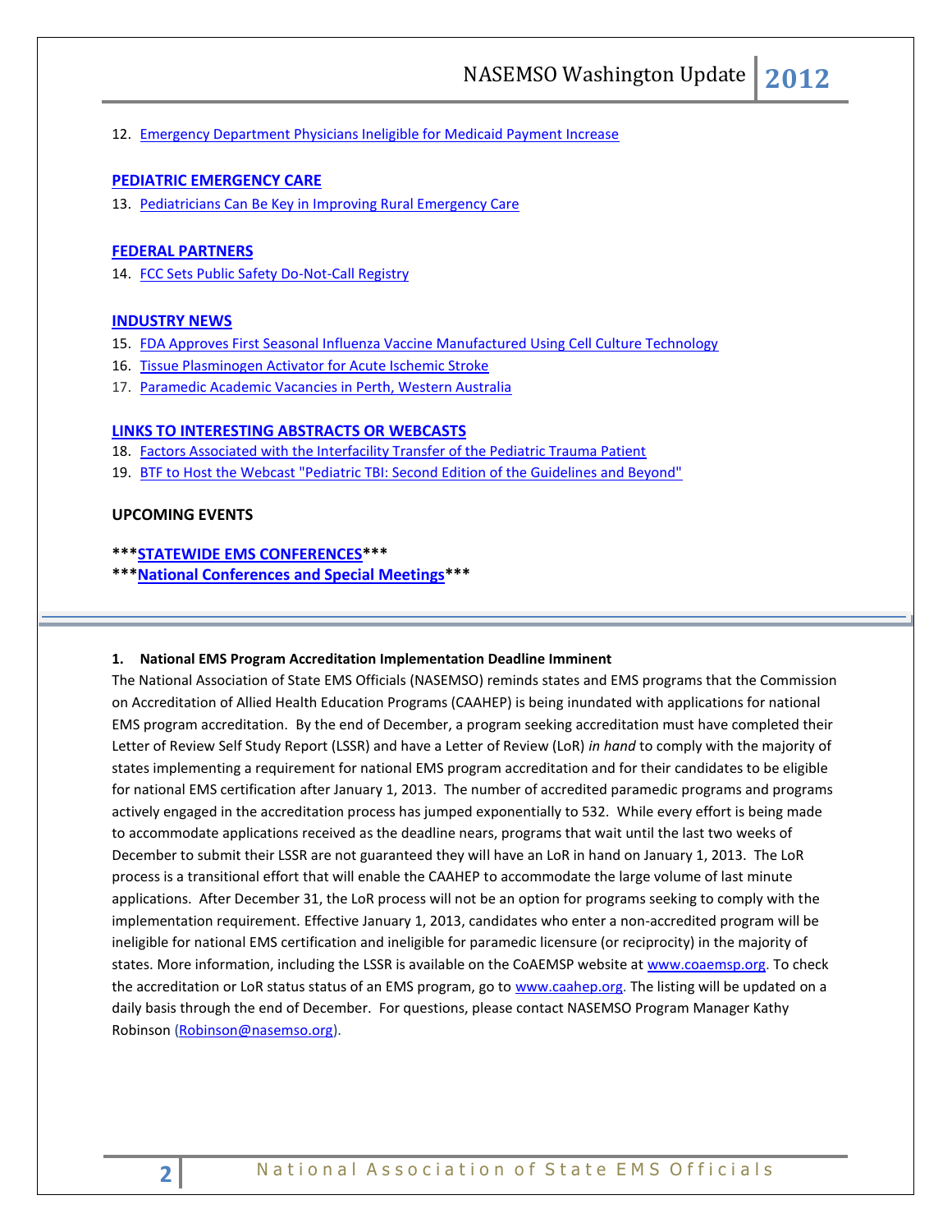12. Emergency Department Physicians Ineligible for Medicaid Payment Increase

**PEDIATRIC EMERGENCY CARE**

13. Pediatricians Can Be Key in Improving Rural Emergency Care

**FEDERAL PARTNERS**

14. FCC Sets Public Safety Do-Not-Call Registry

**INDUSTRY NEWS**

15. FDA Approves First Seasonal Influenza Vaccine Manufactured Using Cell Culture Technology
16. Tissue Plasminogen Activator for Acute Ischemic Stroke
17. Paramedic Academic Vacancies in Perth, Western Australia

**LINKS TO INTERESTING ABSTRACTS OR WEBCASTS**

18. Factors Associated with the Interfacility Transfer of the Pediatric Trauma Patient
19. BTF to Host the Webcast "Pediatric TBI: Second Edition of the Guidelines and Beyond"

**UPCOMING EVENTS**

***STATEWIDE EMS CONFERENCES***

***National Conferences and Special Meetings***

---

**1. National EMS Program Accreditation Implementation Deadline Imminent**

The National Association of State EMS Officials (NASEMSO) reminds states and EMS programs that the Commission on Accreditation of Allied Health Education Programs (CAAHEP) is being inundated with applications for national EMS program accreditation. By the end of December, a program seeking accreditation must have completed their Letter of Review Self Study Report (LSSR) and have a Letter of Review (LoR) *in hand* to comply with the majority of states implementing a requirement for national EMS program accreditation and for their candidates to be eligible for national EMS certification after January 1, 2013. The number of accredited paramedic programs and programs actively engaged in the accreditation process has jumped exponentially to 532. While every effort is being made to accommodate applications received as the deadline nears, programs that wait until the last two weeks of December to submit their LSSR are not guaranteed they will have an LoR in hand on January 1, 2013. The LoR process is a transitional effort that will enable the CAAHEP to accommodate the large volume of last minute applications. After December 31, the LoR process will not be an option for programs seeking to comply with the implementation requirement. Effective January 1, 2013, candidates who enter a non-accredited program will be ineligible for national EMS certification and ineligible for paramedic licensure (or reciprocity) in the majority of states. More information, including the LSSR is available on the CoAEMSP website at www.coaemsp.org. To check the accreditation or LoR status status of an EMS program, go to www.caahep.org. The listing will be updated on a daily basis through the end of December. For questions, please contact NASEMSO Program Manager Kathy Robinson (Robinson@nasemso.org).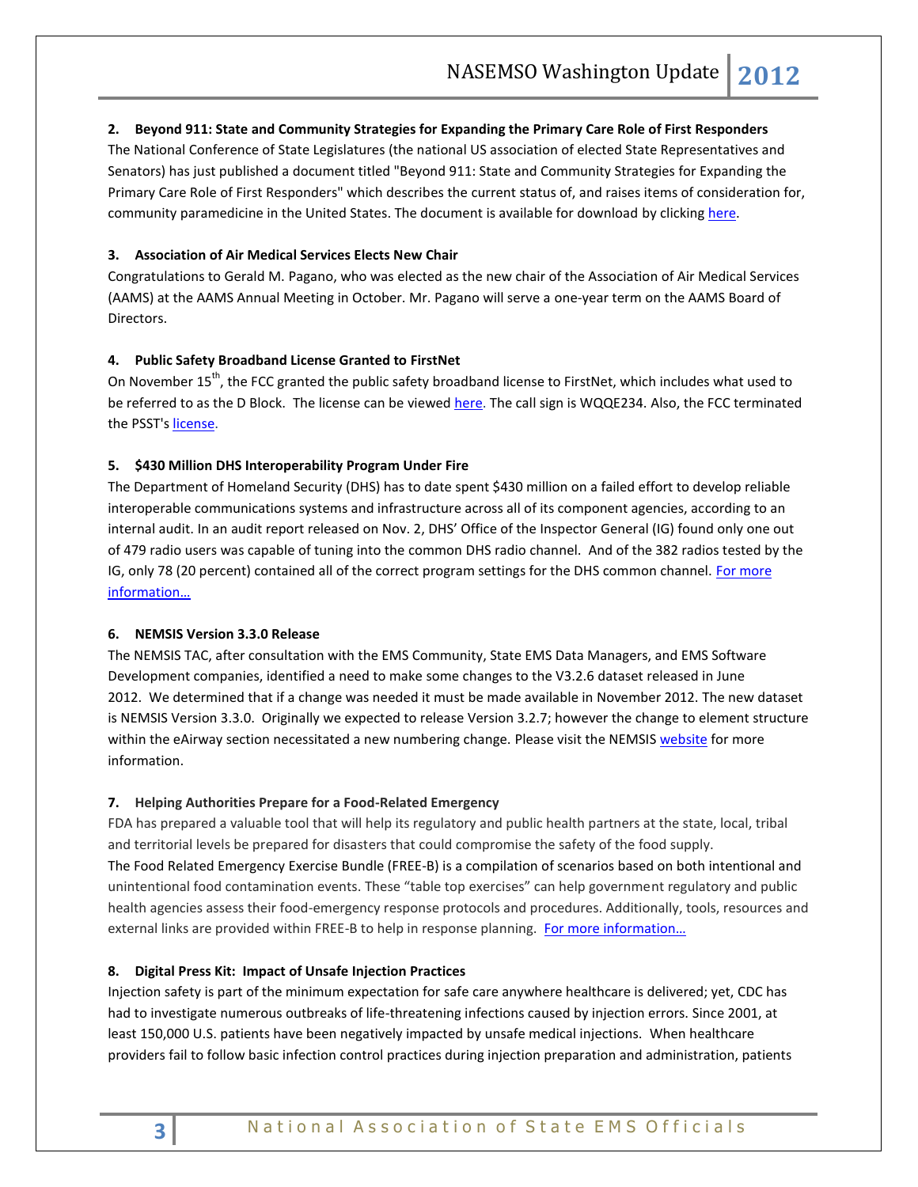### 2. Beyond 911: State and Community Strategies for Expanding the Primary Care Role of First Responders

The National Conference of State Legislatures (the national US association of elected State Representatives and Senators) has just published a document titled "Beyond 911: State and Community Strategies for Expanding the Primary Care Role of First Responders" which describes the current status of, and raises items of consideration for, community paramedicine in the United States. The document is available for download by clicking here.

### 3. Association of Air Medical Services Elects New Chair

Congratulations to Gerald M. Pagano, who was elected as the new chair of the Association of Air Medical Services (AAMS) at the AAMS Annual Meeting in October. Mr. Pagano will serve a one-year term on the AAMS Board of Directors.

### 4. Public Safety Broadband License Granted to FirstNet

On November 15th, the FCC granted the public safety broadband license to FirstNet, which includes what used to be referred to as the D Block. The license can be viewed here. The call sign is WQQE234. Also, the FCC terminated the PSST's license.

### 5. $430 Million DHS Interoperability Program Under Fire

The Department of Homeland Security (DHS) has to date spent $430 million on a failed effort to develop reliable interoperable communications systems and infrastructure across all of its component agencies, according to an internal audit. In an audit report released on Nov. 2, DHS' Office of the Inspector General (IG) found only one out of 479 radio users was capable of tuning into the common DHS radio channel. And of the 382 radios tested by the IG, only 78 (20 percent) contained all of the correct program settings for the DHS common channel. For more information…

### 6. NEMSIS Version 3.3.0 Release

The NEMSIS TAC, after consultation with the EMS Community, State EMS Data Managers, and EMS Software Development companies, identified a need to make some changes to the V3.2.6 dataset released in June 2012. We determined that if a change was needed it must be made available in November 2012. The new dataset is NEMSIS Version 3.3.0. Originally we expected to release Version 3.2.7; however the change to element structure within the eAirway section necessitated a new numbering change. Please visit the NEMSIS website for more information.

### 7. Helping Authorities Prepare for a Food-Related Emergency

FDA has prepared a valuable tool that will help its regulatory and public health partners at the state, local, tribal and territorial levels be prepared for disasters that could compromise the safety of the food supply.
The Food Related Emergency Exercise Bundle (FREE-B) is a compilation of scenarios based on both intentional and unintentional food contamination events. These "table top exercises" can help government regulatory and public health agencies assess their food-emergency response protocols and procedures. Additionally, tools, resources and external links are provided within FREE-B to help in response planning. For more information…

### 8. Digital Press Kit: Impact of Unsafe Injection Practices

Injection safety is part of the minimum expectation for safe care anywhere healthcare is delivered; yet, CDC has had to investigate numerous outbreaks of life-threatening infections caused by injection errors. Since 2001, at least 150,000 U.S. patients have been negatively impacted by unsafe medical injections. When healthcare providers fail to follow basic infection control practices during injection preparation and administration, patients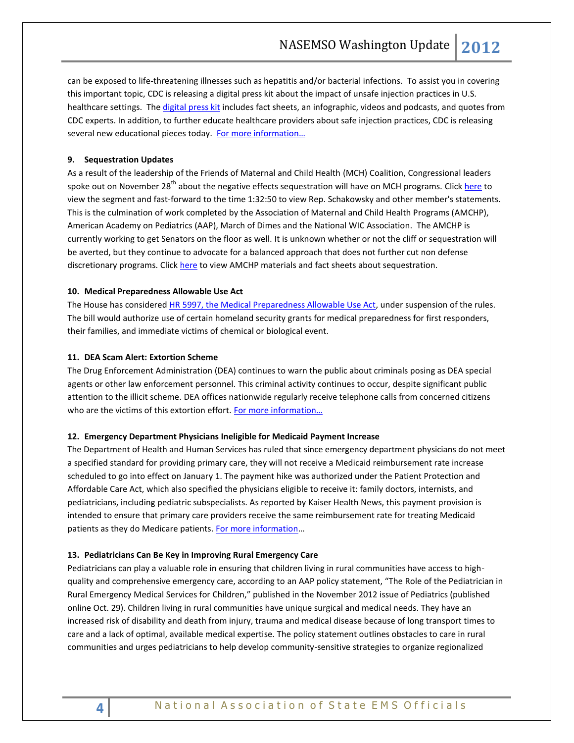can be exposed to life-threatening illnesses such as hepatitis and/or bacterial infections. To assist you in covering this important topic, CDC is releasing a digital press kit about the impact of unsafe injection practices in U.S. healthcare settings. The digital press kit includes fact sheets, an infographic, videos and podcasts, and quotes from CDC experts. In addition, to further educate healthcare providers about safe injection practices, CDC is releasing several new educational pieces today. For more information…

**9. Sequestration Updates**

As a result of the leadership of the Friends of Maternal and Child Health (MCH) Coalition, Congressional leaders spoke out on November 28th about the negative effects sequestration will have on MCH programs. Click here to view the segment and fast-forward to the time 1:32:50 to view Rep. Schakowsky and other member's statements. This is the culmination of work completed by the Association of Maternal and Child Health Programs (AMCHP), American Academy on Pediatrics (AAP), March of Dimes and the National WIC Association. The AMCHP is currently working to get Senators on the floor as well. It is unknown whether or not the cliff or sequestration will be averted, but they continue to advocate for a balanced approach that does not further cut non defense discretionary programs. Click here to view AMCHP materials and fact sheets about sequestration.

**10. Medical Preparedness Allowable Use Act**

The House has considered HR 5997, the Medical Preparedness Allowable Use Act, under suspension of the rules. The bill would authorize use of certain homeland security grants for medical preparedness for first responders, their families, and immediate victims of chemical or biological event.

**11. DEA Scam Alert: Extortion Scheme**

The Drug Enforcement Administration (DEA) continues to warn the public about criminals posing as DEA special agents or other law enforcement personnel. This criminal activity continues to occur, despite significant public attention to the illicit scheme. DEA offices nationwide regularly receive telephone calls from concerned citizens who are the victims of this extortion effort. For more information…

**12. Emergency Department Physicians Ineligible for Medicaid Payment Increase**

The Department of Health and Human Services has ruled that since emergency department physicians do not meet a specified standard for providing primary care, they will not receive a Medicaid reimbursement rate increase scheduled to go into effect on January 1. The payment hike was authorized under the Patient Protection and Affordable Care Act, which also specified the physicians eligible to receive it: family doctors, internists, and pediatricians, including pediatric subspecialists. As reported by Kaiser Health News, this payment provision is intended to ensure that primary care providers receive the same reimbursement rate for treating Medicaid patients as they do Medicare patients. For more information…

**13. Pediatricians Can Be Key in Improving Rural Emergency Care**

Pediatricians can play a valuable role in ensuring that children living in rural communities have access to high-quality and comprehensive emergency care, according to an AAP policy statement, "The Role of the Pediatrician in Rural Emergency Medical Services for Children," published in the November 2012 issue of Pediatrics (published online Oct. 29). Children living in rural communities have unique surgical and medical needs. They have an increased risk of disability and death from injury, trauma and medical disease because of long transport times to care and a lack of optimal, available medical expertise. The policy statement outlines obstacles to care in rural communities and urges pediatricians to help develop community-sensitive strategies to organize regionalized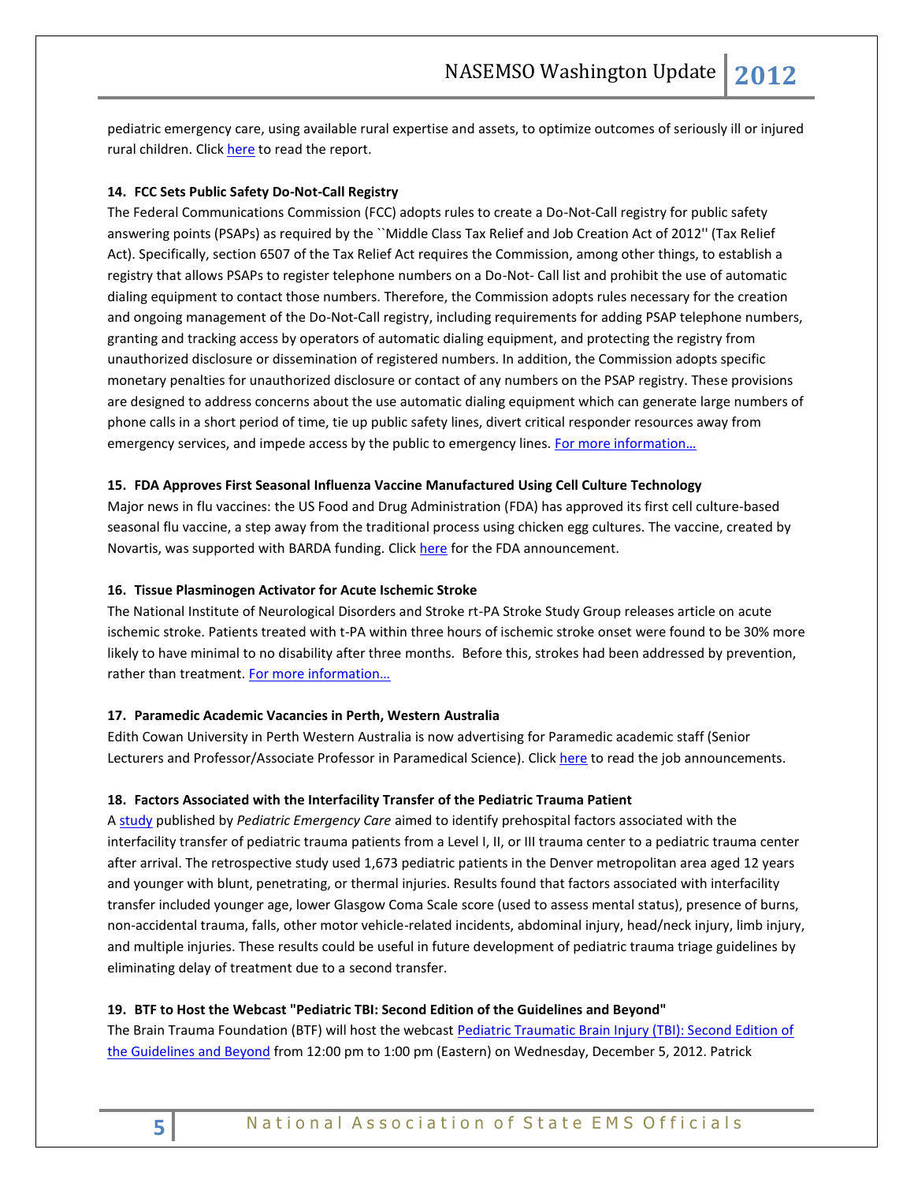pediatric emergency care, using available rural expertise and assets, to optimize outcomes of seriously ill or injured rural children. Click [here](#) to read the report.

### 14. FCC Sets Public Safety Do-Not-Call Registry

The Federal Communications Commission (FCC) adopts rules to create a Do-Not-Call registry for public safety answering points (PSAPs) as required by the ``Middle Class Tax Relief and Job Creation Act of 2012'' (Tax Relief Act). Specifically, section 6507 of the Tax Relief Act requires the Commission, among other things, to establish a registry that allows PSAPs to register telephone numbers on a Do-Not- Call list and prohibit the use of automatic dialing equipment to contact those numbers. Therefore, the Commission adopts rules necessary for the creation and ongoing management of the Do-Not-Call registry, including requirements for adding PSAP telephone numbers, granting and tracking access by operators of automatic dialing equipment, and protecting the registry from unauthorized disclosure or dissemination of registered numbers. In addition, the Commission adopts specific monetary penalties for unauthorized disclosure or contact of any numbers on the PSAP registry. These provisions are designed to address concerns about the use automatic dialing equipment which can generate large numbers of phone calls in a short period of time, tie up public safety lines, divert critical responder resources away from emergency services, and impede access by the public to emergency lines. [For more information…](#)

### 15. FDA Approves First Seasonal Influenza Vaccine Manufactured Using Cell Culture Technology

Major news in flu vaccines: the US Food and Drug Administration (FDA) has approved its first cell culture-based seasonal flu vaccine, a step away from the traditional process using chicken egg cultures. The vaccine, created by Novartis, was supported with BARDA funding. Click [here](#) for the FDA announcement.

### 16. Tissue Plasminogen Activator for Acute Ischemic Stroke

The National Institute of Neurological Disorders and Stroke rt-PA Stroke Study Group releases article on acute ischemic stroke. Patients treated with t-PA within three hours of ischemic stroke onset were found to be 30% more likely to have minimal to no disability after three months. Before this, strokes had been addressed by prevention, rather than treatment. [For more information…](#)

### 17. Paramedic Academic Vacancies in Perth, Western Australia

Edith Cowan University in Perth Western Australia is now advertising for Paramedic academic staff (Senior Lecturers and Professor/Associate Professor in Paramedical Science). Click [here](#) to read the job announcements.

### 18. Factors Associated with the Interfacility Transfer of the Pediatric Trauma Patient

A [study](#) published by *Pediatric Emergency Care* aimed to identify prehospital factors associated with the interfacility transfer of pediatric trauma patients from a Level I, II, or III trauma center to a pediatric trauma center after arrival. The retrospective study used 1,673 pediatric patients in the Denver metropolitan area aged 12 years and younger with blunt, penetrating, or thermal injuries. Results found that factors associated with interfacility transfer included younger age, lower Glasgow Coma Scale score (used to assess mental status), presence of burns, non-accidental trauma, falls, other motor vehicle-related incidents, abdominal injury, head/neck injury, limb injury, and multiple injuries. These results could be useful in future development of pediatric trauma triage guidelines by eliminating delay of treatment due to a second transfer.

### 19. BTF to Host the Webcast "Pediatric TBI: Second Edition of the Guidelines and Beyond"

The Brain Trauma Foundation (BTF) will host the webcast [Pediatric Traumatic Brain Injury (TBI): Second Edition of the Guidelines and Beyond](#) from 12:00 pm to 1:00 pm (Eastern) on Wednesday, December 5, 2012. Patrick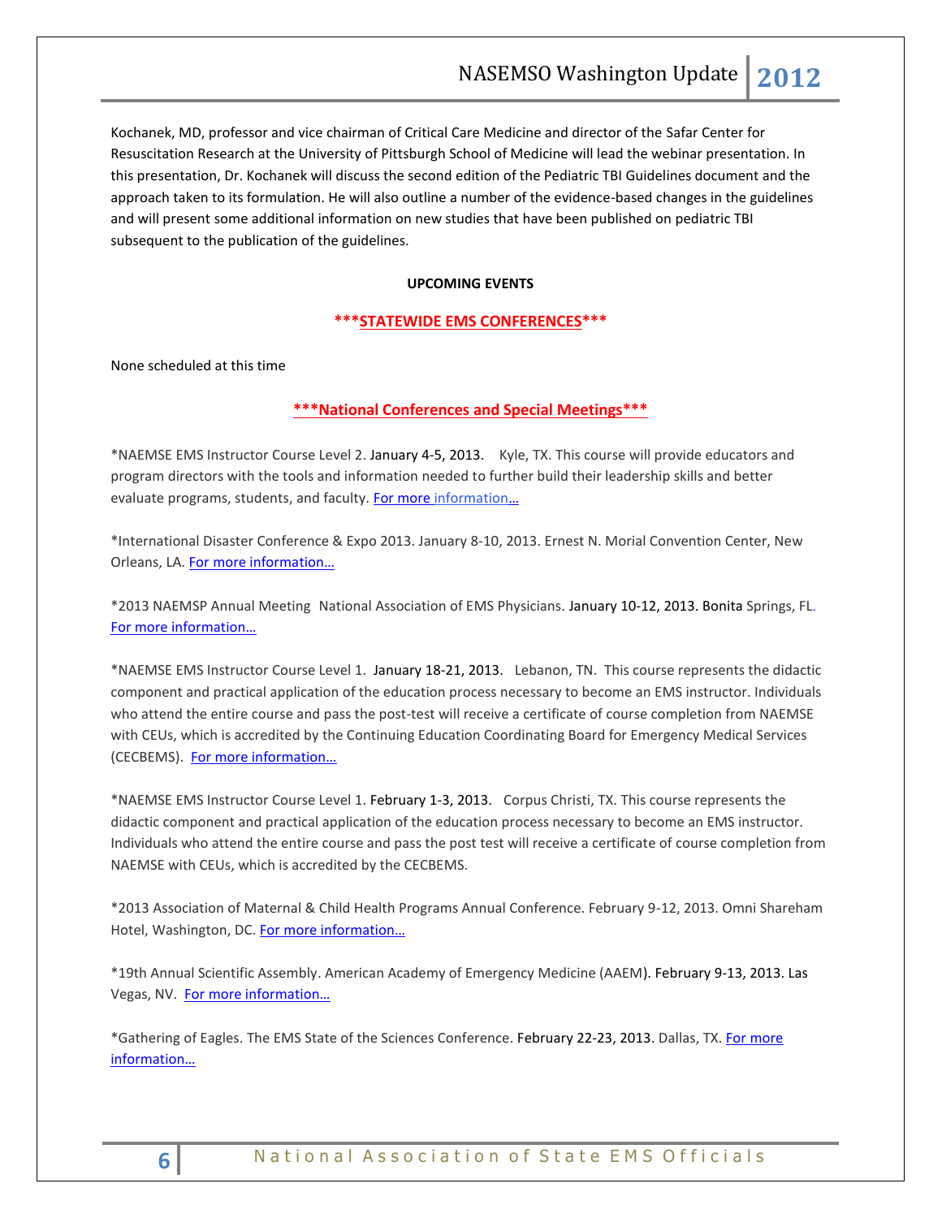Kochanek, MD, professor and vice chairman of Critical Care Medicine and director of the Safar Center for Resuscitation Research at the University of Pittsburgh School of Medicine will lead the webinar presentation. In this presentation, Dr. Kochanek will discuss the second edition of the Pediatric TBI Guidelines document and the approach taken to its formulation. He will also outline a number of the evidence-based changes in the guidelines and will present some additional information on new studies that have been published on pediatric TBI subsequent to the publication of the guidelines.

**UPCOMING EVENTS**

**\*\*\*STATEWIDE EMS CONFERENCES\*\*\***

None scheduled at this time

**\*\*\*National Conferences and Special Meetings\*\*\***

*NAEMSE EMS Instructor Course Level 2. January 4-5, 2013. Kyle, TX. This course will provide educators and program directors with the tools and information needed to further build their leadership skills and better evaluate programs, students, and faculty. For more information…

*International Disaster Conference & Expo 2013. January 8-10, 2013. Ernest N. Morial Convention Center, New Orleans, LA. For more information…

*2013 NAEMSP Annual Meeting National Association of EMS Physicians. January 10-12, 2013. Bonita Springs, FL. For more information…

*NAEMSE EMS Instructor Course Level 1. January 18-21, 2013. Lebanon, TN. This course represents the didactic component and practical application of the education process necessary to become an EMS instructor. Individuals who attend the entire course and pass the post-test will receive a certificate of course completion from NAEMSE with CEUs, which is accredited by the Continuing Education Coordinating Board for Emergency Medical Services (CECBEMS). For more information…

*NAEMSE EMS Instructor Course Level 1. February 1-3, 2013. Corpus Christi, TX. This course represents the didactic component and practical application of the education process necessary to become an EMS instructor. Individuals who attend the entire course and pass the post test will receive a certificate of course completion from NAEMSE with CEUs, which is accredited by the CECBEMS.

*2013 Association of Maternal & Child Health Programs Annual Conference. February 9-12, 2013. Omni Shareham Hotel, Washington, DC. For more information…

*19th Annual Scientific Assembly. American Academy of Emergency Medicine (AAEM). February 9-13, 2013. Las Vegas, NV. For more information…

*Gathering of Eagles. The EMS State of the Sciences Conference. February 22-23, 2013. Dallas, TX. For more information…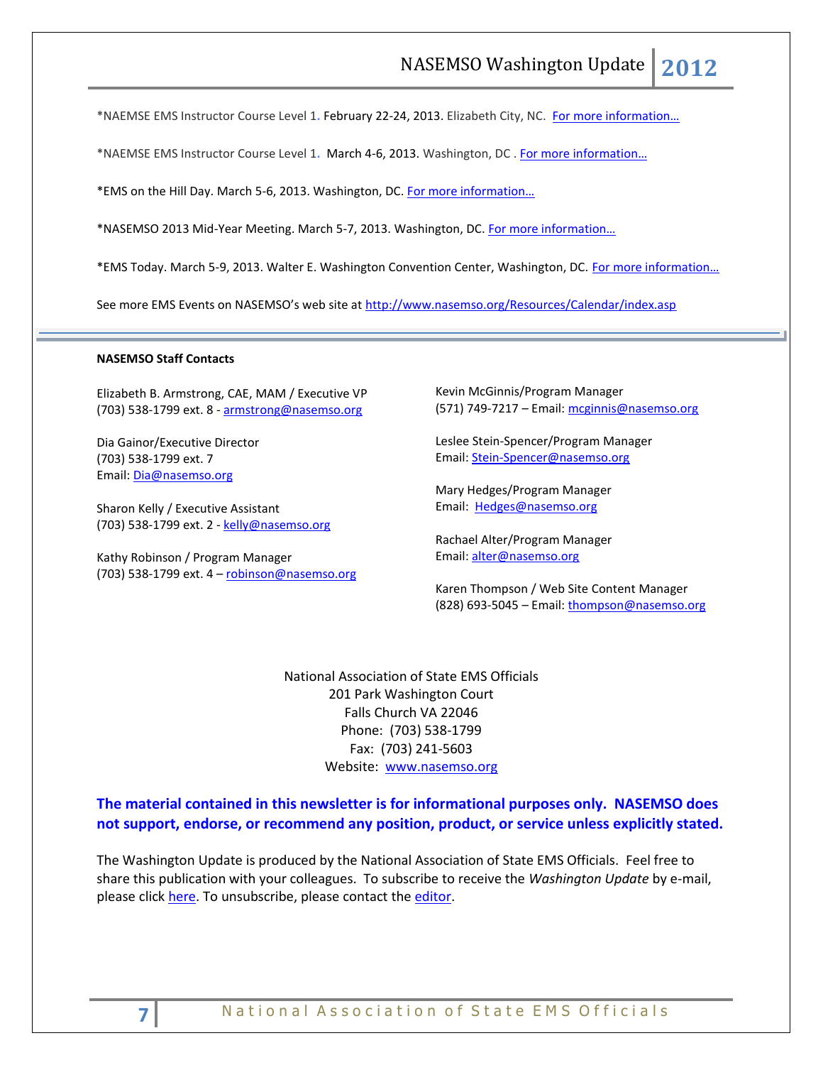*NAEMSE EMS Instructor Course Level 1. February 22-24, 2013. Elizabeth City, NC. For more information…

*NAEMSE EMS Instructor Course Level 1. March 4-6, 2013. Washington, DC . For more information…

*EMS on the Hill Day. March 5-6, 2013. Washington, DC. For more information…

*NASEMSO 2013 Mid-Year Meeting. March 5-7, 2013. Washington, DC. For more information…

*EMS Today. March 5-9, 2013. Walter E. Washington Convention Center, Washington, DC. For more information…

See more EMS Events on NASEMSO's web site at http://www.nasemso.org/Resources/Calendar/index.asp

---

**NASEMSO Staff Contacts**

Elizabeth B. Armstrong, CAE, MAM / Executive VP
(703) 538-1799 ext. 8 - armstrong@nasemso.org

Dia Gainor/Executive Director
(703) 538-1799 ext. 7
Email: Dia@nasemso.org

Sharon Kelly / Executive Assistant
(703) 538-1799 ext. 2 - kelly@nasemso.org

Kathy Robinson / Program Manager
(703) 538-1799 ext. 4 – robinson@nasemso.org

Kevin McGinnis/Program Manager
(571) 749-7217 – Email: mcginnis@nasemso.org

Leslee Stein-Spencer/Program Manager
Email: Stein-Spencer@nasemso.org

Mary Hedges/Program Manager
Email: Hedges@nasemso.org

Rachael Alter/Program Manager
Email: alter@nasemso.org

Karen Thompson / Web Site Content Manager
(828) 693-5045 – Email: thompson@nasemso.org

National Association of State EMS Officials
201 Park Washington Court
Falls Church VA 22046
Phone: (703) 538-1799
Fax: (703) 241-5603
Website: www.nasemso.org

**The material contained in this newsletter is for informational purposes only. NASEMSO does not support, endorse, or recommend any position, product, or service unless explicitly stated.**

The Washington Update is produced by the National Association of State EMS Officials. Feel free to share this publication with your colleagues. To subscribe to receive the *Washington Update* by e-mail, please click here. To unsubscribe, please contact the editor.